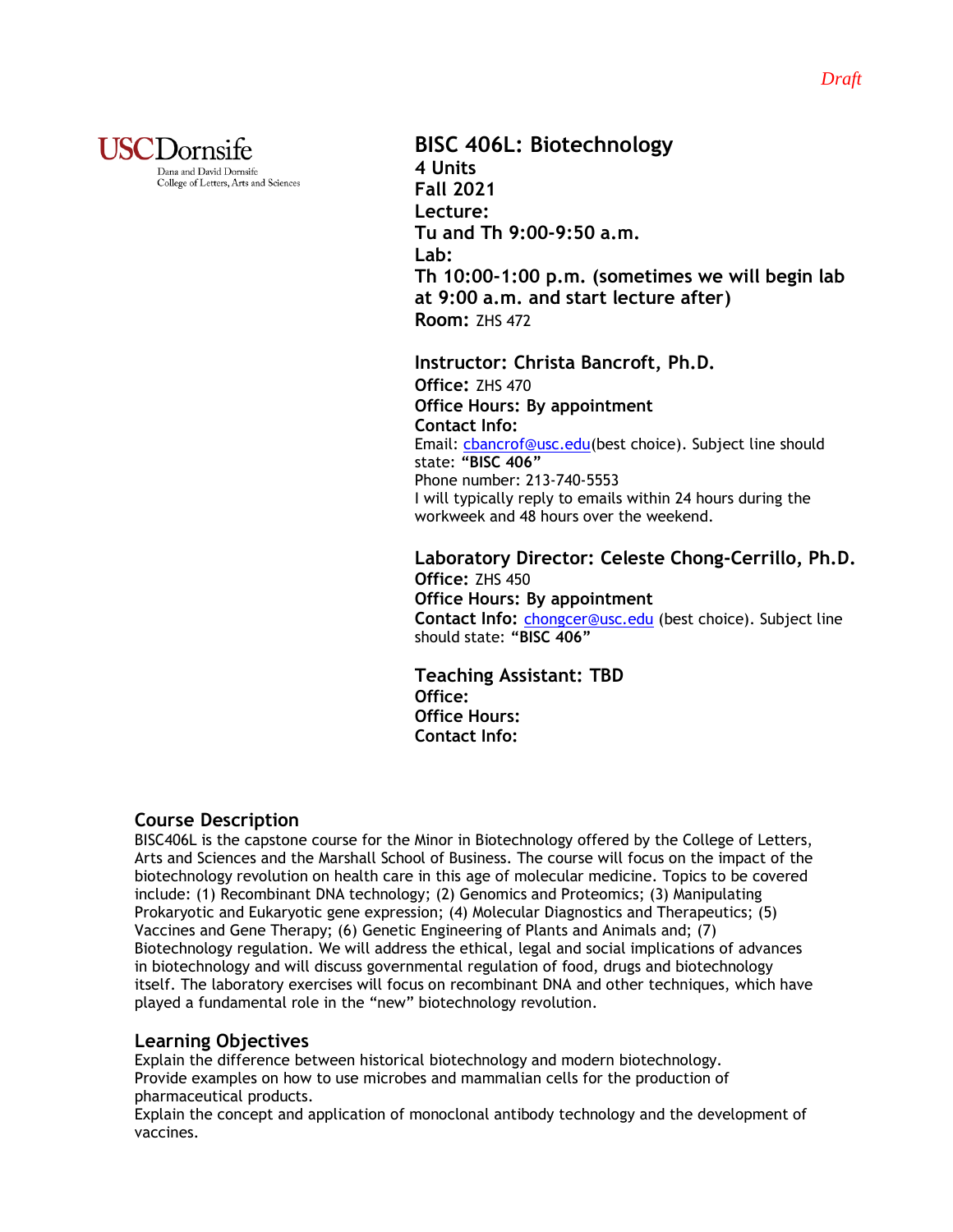*Draft*

USC Dornsife
Dana and David Dornsife
College of Letters, Arts and Sciences

# BISC 406L: Biotechnology

**4 Units**
**Fall 2021**
**Lecture:**
**Tu and Th 9:00-9:50 a.m.**
**Lab:**
**Th 10:00-1:00 p.m. (sometimes we will begin lab at 9:00 a.m. and start lecture after)**
**Room:** ZHS 472

## Instructor: Christa Bancroft, Ph.D.

**Office:** ZHS 470
**Office Hours: By appointment**
**Contact Info:**
Email: cbancrof@usc.edu(best choice). Subject line should state: **"BISC 406"**
Phone number: 213-740-5553
I will typically reply to emails within 24 hours during the workweek and 48 hours over the weekend.

## Laboratory Director: Celeste Chong-Cerrillo, Ph.D.

**Office:** ZHS 450
**Office Hours: By appointment**
**Contact Info:** chongcer@usc.edu (best choice). Subject line should state: **"BISC 406"**

## Teaching Assistant: TBD

**Office:**
**Office Hours:**
**Contact Info:**

## Course Description

BISC406L is the capstone course for the Minor in Biotechnology offered by the College of Letters, Arts and Sciences and the Marshall School of Business. The course will focus on the impact of the biotechnology revolution on health care in this age of molecular medicine. Topics to be covered include: (1) Recombinant DNA technology; (2) Genomics and Proteomics; (3) Manipulating Prokaryotic and Eukaryotic gene expression; (4) Molecular Diagnostics and Therapeutics; (5) Vaccines and Gene Therapy; (6) Genetic Engineering of Plants and Animals and; (7) Biotechnology regulation. We will address the ethical, legal and social implications of advances in biotechnology and will discuss governmental regulation of food, drugs and biotechnology itself. The laboratory exercises will focus on recombinant DNA and other techniques, which have played a fundamental role in the "new" biotechnology revolution.

## Learning Objectives

Explain the difference between historical biotechnology and modern biotechnology.
Provide examples on how to use microbes and mammalian cells for the production of pharmaceutical products.
Explain the concept and application of monoclonal antibody technology and the development of vaccines.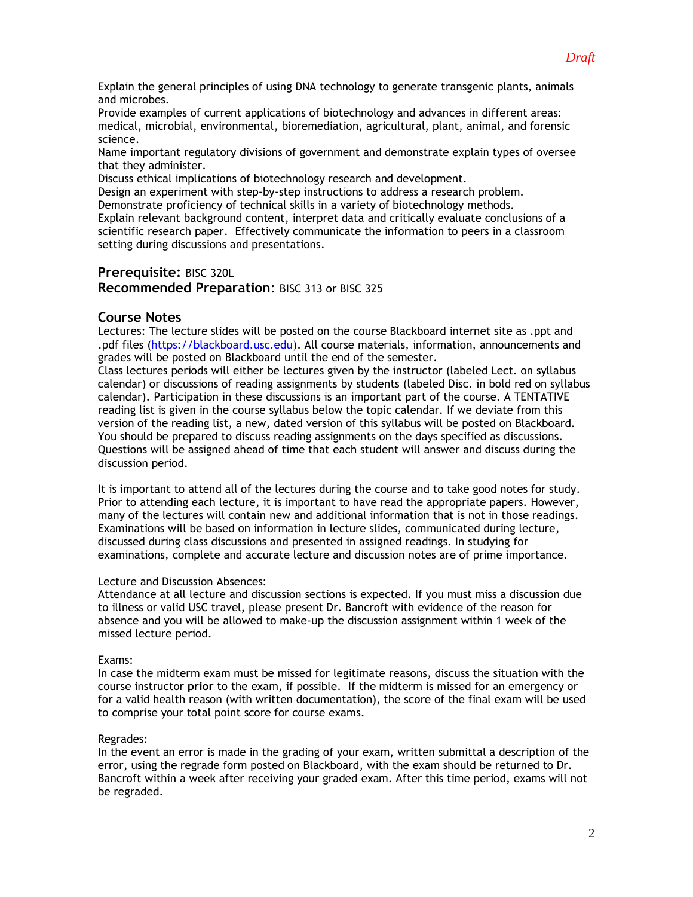*Draft*

Explain the general principles of using DNA technology to generate transgenic plants, animals and microbes.
Provide examples of current applications of biotechnology and advances in different areas: medical, microbial, environmental, bioremediation, agricultural, plant, animal, and forensic science.
Name important regulatory divisions of government and demonstrate explain types of oversee that they administer.
Discuss ethical implications of biotechnology research and development.
Design an experiment with step-by-step instructions to address a research problem.
Demonstrate proficiency of technical skills in a variety of biotechnology methods.
Explain relevant background content, interpret data and critically evaluate conclusions of a scientific research paper. Effectively communicate the information to peers in a classroom setting during discussions and presentations.

**Prerequisite:** BISC 320L
**Recommended Preparation**: BISC 313 or BISC 325

## Course Notes

Lectures: The lecture slides will be posted on the course Blackboard internet site as .ppt and .pdf files (https://blackboard.usc.edu). All course materials, information, announcements and grades will be posted on Blackboard until the end of the semester.
Class lectures periods will either be lectures given by the instructor (labeled Lect. on syllabus calendar) or discussions of reading assignments by students (labeled Disc. in bold red on syllabus calendar). Participation in these discussions is an important part of the course. A TENTATIVE reading list is given in the course syllabus below the topic calendar. If we deviate from this version of the reading list, a new, dated version of this syllabus will be posted on Blackboard. You should be prepared to discuss reading assignments on the days specified as discussions. Questions will be assigned ahead of time that each student will answer and discuss during the discussion period.

It is important to attend all of the lectures during the course and to take good notes for study. Prior to attending each lecture, it is important to have read the appropriate papers. However, many of the lectures will contain new and additional information that is not in those readings. Examinations will be based on information in lecture slides, communicated during lecture, discussed during class discussions and presented in assigned readings. In studying for examinations, complete and accurate lecture and discussion notes are of prime importance.

Lecture and Discussion Absences:
Attendance at all lecture and discussion sections is expected. If you must miss a discussion due to illness or valid USC travel, please present Dr. Bancroft with evidence of the reason for absence and you will be allowed to make-up the discussion assignment within 1 week of the missed lecture period.

Exams:
In case the midterm exam must be missed for legitimate reasons, discuss the situation with the course instructor **prior** to the exam, if possible. If the midterm is missed for an emergency or for a valid health reason (with written documentation), the score of the final exam will be used to comprise your total point score for course exams.

Regrades:
In the event an error is made in the grading of your exam, written submittal a description of the error, using the regrade form posted on Blackboard, with the exam should be returned to Dr. Bancroft within a week after receiving your graded exam. After this time period, exams will not be regraded.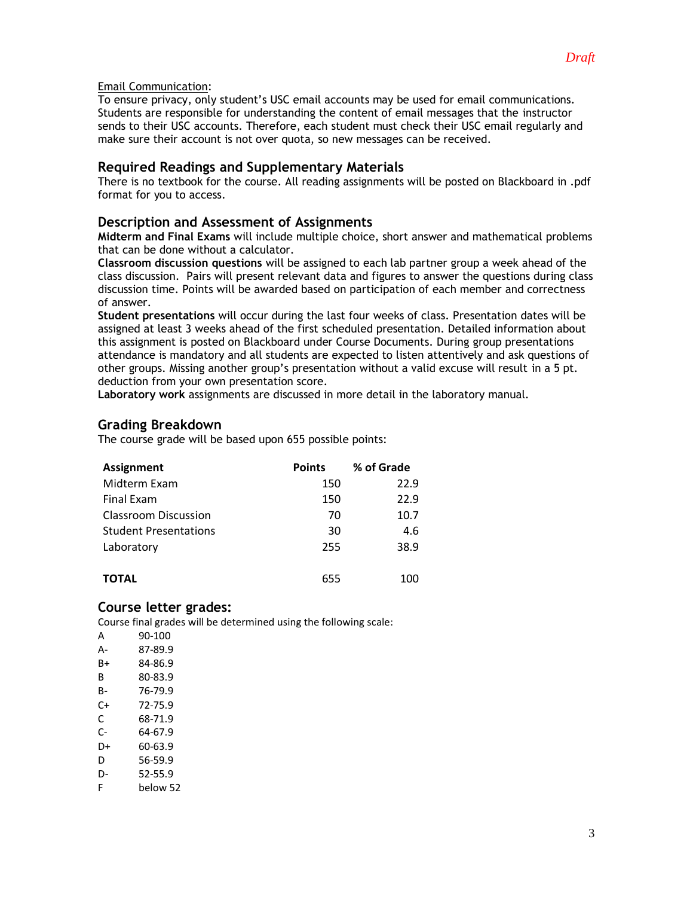*Draft*

Email Communication:
To ensure privacy, only student's USC email accounts may be used for email communications. Students are responsible for understanding the content of email messages that the instructor sends to their USC accounts. Therefore, each student must check their USC email regularly and make sure their account is not over quota, so new messages can be received.

## Required Readings and Supplementary Materials

There is no textbook for the course. All reading assignments will be posted on Blackboard in .pdf format for you to access.

## Description and Assessment of Assignments

**Midterm and Final Exams** will include multiple choice, short answer and mathematical problems that can be done without a calculator.
**Classroom discussion questions** will be assigned to each lab partner group a week ahead of the class discussion. Pairs will present relevant data and figures to answer the questions during class discussion time. Points will be awarded based on participation of each member and correctness of answer.
**Student presentations** will occur during the last four weeks of class. Presentation dates will be assigned at least 3 weeks ahead of the first scheduled presentation. Detailed information about this assignment is posted on Blackboard under Course Documents. During group presentations attendance is mandatory and all students are expected to listen attentively and ask questions of other groups. Missing another group's presentation without a valid excuse will result in a 5 pt. deduction from your own presentation score.
**Laboratory work** assignments are discussed in more detail in the laboratory manual.

## Grading Breakdown

The course grade will be based upon 655 possible points:

| Assignment | Points | % of Grade |
|---|---|---|
| Midterm Exam | 150 | 22.9 |
| Final Exam | 150 | 22.9 |
| Classroom Discussion | 70 | 10.7 |
| Student Presentations | 30 | 4.6 |
| Laboratory | 255 | 38.9 |
| **TOTAL** | 655 | 100 |

## Course letter grades:

Course final grades will be determined using the following scale:

| | |
|---|---|
| A | 90-100 |
| A- | 87-89.9 |
| B+ | 84-86.9 |
| B | 80-83.9 |
| B- | 76-79.9 |
| C+ | 72-75.9 |
| C | 68-71.9 |
| C- | 64-67.9 |
| D+ | 60-63.9 |
| D | 56-59.9 |
| D- | 52-55.9 |
| F | below 52 |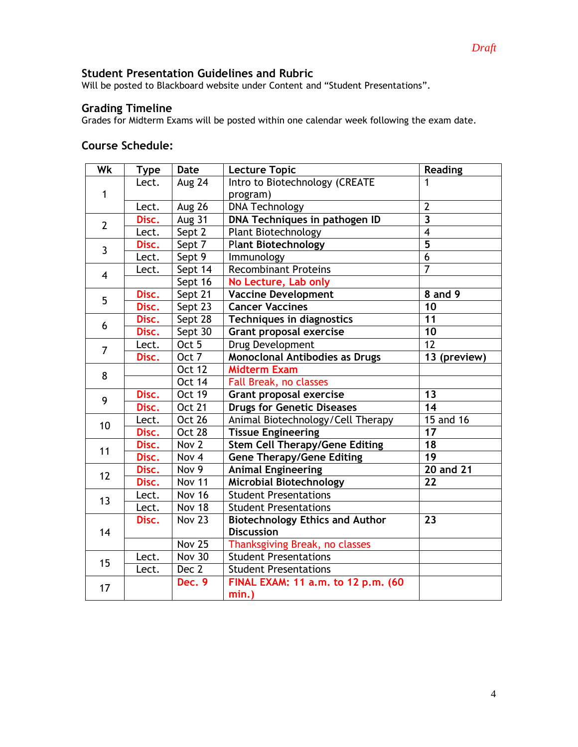*Draft*

### Student Presentation Guidelines and Rubric

Will be posted to Blackboard website under Content and "Student Presentations".

### Grading Timeline

Grades for Midterm Exams will be posted within one calendar week following the exam date.

### Course Schedule:

| Wk | Type | Date | Lecture Topic | Reading |
|---|---|---|---|---|
| 1 | Lect. | Aug 24 | Intro to Biotechnology (CREATE program) | 1 |
| | Lect. | Aug 26 | DNA Technology | 2 |
| 2 | Disc. | Aug 31 | **DNA Techniques in pathogen ID** | **3** |
| | Lect. | Sept 2 | Plant Biotechnology | 4 |
| 3 | Disc. | Sept 7 | **Plant Biotechnology** | **5** |
| | Lect. | Sept 9 | Immunology | 6 |
| 4 | Lect. | Sept 14 | Recombinant Proteins | 7 |
| | | Sept 16 | No Lecture, Lab only | |
| 5 | Disc. | Sept 21 | **Vaccine Development** | **8 and 9** |
| | Disc. | Sept 23 | **Cancer Vaccines** | **10** |
| 6 | Disc. | Sept 28 | **Techniques in diagnostics** | **11** |
| | Disc. | Sept 30 | **Grant proposal exercise** | **10** |
| 7 | Lect. | Oct 5 | Drug Development | 12 |
| | Disc. | Oct 7 | **Monoclonal Antibodies as Drugs** | **13 (preview)** |
| 8 | | Oct 12 | Midterm Exam | |
| | | Oct 14 | Fall Break, no classes | |
| 9 | Disc. | Oct 19 | **Grant proposal exercise** | **13** |
| | Disc. | Oct 21 | **Drugs for Genetic Diseases** | **14** |
| 10 | Lect. | Oct 26 | Animal Biotechnology/Cell Therapy | 15 and 16 |
| | Disc. | Oct 28 | **Tissue Engineering** | **17** |
| 11 | Disc. | Nov 2 | **Stem Cell Therapy/Gene Editing** | **18** |
| | Disc. | Nov 4 | **Gene Therapy/Gene Editing** | **19** |
| 12 | Disc. | Nov 9 | **Animal Engineering** | **20 and 21** |
| | Disc. | Nov 11 | **Microbial Biotechnology** | **22** |
| 13 | Lect. | Nov 16 | Student Presentations | |
| | Lect. | Nov 18 | Student Presentations | |
| 14 | Disc. | Nov 23 | **Biotechnology Ethics and Author Discussion** | **23** |
| | | Nov 25 | Thanksgiving Break, no classes | |
| 15 | Lect. | Nov 30 | Student Presentations | |
| | Lect. | Dec 2 | Student Presentations | |
| 17 | | **Dec. 9** | **FINAL EXAM: 11 a.m. to 12 p.m. (60 min.)** | |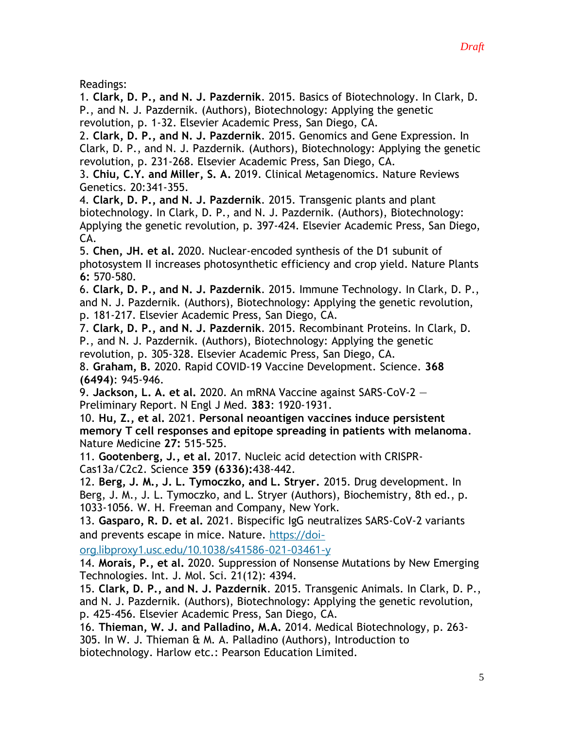*Draft*

Readings:

1. **Clark, D. P., and N. J. Pazdernik**. 2015. Basics of Biotechnology. In Clark, D. P., and N. J. Pazdernik. (Authors), Biotechnology: Applying the genetic revolution, p. 1-32. Elsevier Academic Press, San Diego, CA.
2. **Clark, D. P., and N. J. Pazdernik**. 2015. Genomics and Gene Expression. In Clark, D. P., and N. J. Pazdernik. (Authors), Biotechnology: Applying the genetic revolution, p. 231-268. Elsevier Academic Press, San Diego, CA.
3. **Chiu, C.Y. and Miller, S. A.** 2019. Clinical Metagenomics. Nature Reviews Genetics. 20:341-355.
4. **Clark, D. P., and N. J. Pazdernik**. 2015. Transgenic plants and plant biotechnology. In Clark, D. P., and N. J. Pazdernik. (Authors), Biotechnology: Applying the genetic revolution, p. 397-424. Elsevier Academic Press, San Diego, CA.
5. **Chen, JH. et al.** 2020. Nuclear-encoded synthesis of the D1 subunit of photosystem II increases photosynthetic efficiency and crop yield. Nature Plants **6:** 570-580.
6. **Clark, D. P., and N. J. Pazdernik**. 2015. Immune Technology. In Clark, D. P., and N. J. Pazdernik. (Authors), Biotechnology: Applying the genetic revolution, p. 181-217. Elsevier Academic Press, San Diego, CA.
7. **Clark, D. P., and N. J. Pazdernik**. 2015. Recombinant Proteins. In Clark, D. P., and N. J. Pazdernik. (Authors), Biotechnology: Applying the genetic revolution, p. 305-328. Elsevier Academic Press, San Diego, CA.
8. **Graham, B.** 2020. Rapid COVID-19 Vaccine Development. Science. **368 (6494)**: 945-946.
9. **Jackson, L. A. et al.** 2020. An mRNA Vaccine against SARS-CoV-2 — Preliminary Report. N Engl J Med. **383**: 1920-1931.
10. **Hu, Z., et al.** 2021. **Personal neoantigen vaccines induce persistent memory T cell responses and epitope spreading in patients with melanoma**. Nature Medicine **27:** 515-525.
11. **Gootenberg, J., et al.** 2017. Nucleic acid detection with CRISPR-Cas13a/C2c2. Science **359 (6336):**438-442.
12. **Berg, J. M., J. L. Tymoczko, and L. Stryer.** 2015. Drug development. In Berg, J. M., J. L. Tymoczko, and L. Stryer (Authors), Biochemistry, 8th ed., p. 1033-1056. W. H. Freeman and Company, New York.
13. **Gasparo, R. D. et al.** 2021. Bispecific IgG neutralizes SARS-CoV-2 variants and prevents escape in mice. Nature. [https://doi-org.libproxy1.usc.edu/10.1038/s41586-021-03461-y](https://doi-org.libproxy1.usc.edu/10.1038/s41586-021-03461-y)
14. **Morais, P., et al.** 2020. Suppression of Nonsense Mutations by New Emerging Technologies. Int. J. Mol. Sci. 21(12): 4394.
15. **Clark, D. P., and N. J. Pazdernik**. 2015. Transgenic Animals. In Clark, D. P., and N. J. Pazdernik. (Authors), Biotechnology: Applying the genetic revolution, p. 425-456. Elsevier Academic Press, San Diego, CA.
16. **Thieman, W. J. and Palladino, M.A.** 2014. Medical Biotechnology, p. 263-305. In W. J. Thieman & M. A. Palladino (Authors), Introduction to biotechnology. Harlow etc.: Pearson Education Limited.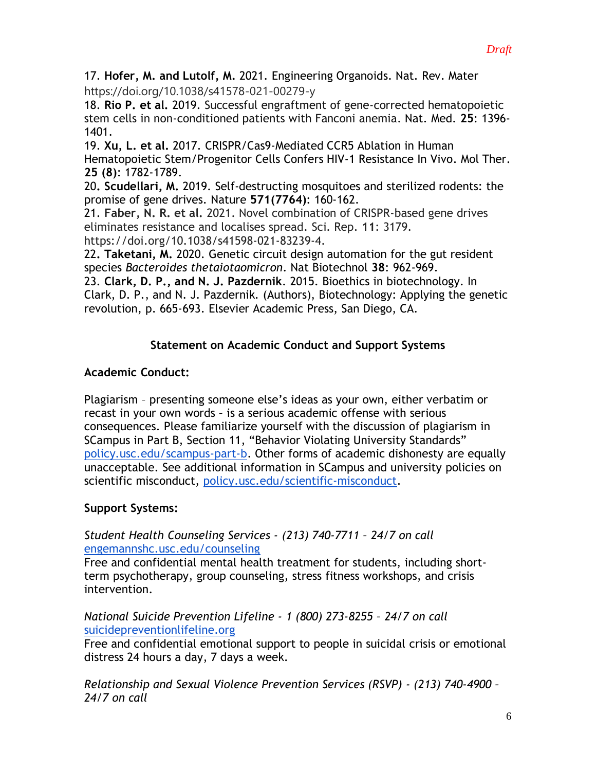17. **Hofer, M. and Lutolf, M.** 2021. Engineering Organoids. Nat. Rev. Mater https://doi.org/10.1038/s41578-021-00279-y

18. **Rio P. et al.** 2019. Successful engraftment of gene-corrected hematopoietic stem cells in non-conditioned patients with Fanconi anemia. Nat. Med. **25**: 1396-1401.

19. **Xu, L. et al.** 2017. CRISPR/Cas9-Mediated CCR5 Ablation in Human Hematopoietic Stem/Progenitor Cells Confers HIV-1 Resistance In Vivo. Mol Ther. **25 (8)**: 1782-1789.

20. **Scudellari, M.** 2019. Self-destructing mosquitoes and sterilized rodents: the promise of gene drives. Nature **571(7764)**: 160-162.

21. **Faber, N. R. et al.** 2021. Novel combination of CRISPR-based gene drives eliminates resistance and localises spread. Sci. Rep. **11**: 3179. https://doi.org/10.1038/s41598-021-83239-4.

22. **Taketani, M.** 2020. Genetic circuit design automation for the gut resident species *Bacteroides thetaiotaomicron*. Nat Biotechnol **38**: 962-969.

23. **Clark, D. P., and N. J. Pazdernik**. 2015. Bioethics in biotechnology. In Clark, D. P., and N. J. Pazdernik. (Authors), Biotechnology: Applying the genetic revolution, p. 665-693. Elsevier Academic Press, San Diego, CA.

## Statement on Academic Conduct and Support Systems

### Academic Conduct:

Plagiarism – presenting someone else's ideas as your own, either verbatim or recast in your own words – is a serious academic offense with serious consequences. Please familiarize yourself with the discussion of plagiarism in SCampus in Part B, Section 11, "Behavior Violating University Standards" policy.usc.edu/scampus-part-b. Other forms of academic dishonesty are equally unacceptable. See additional information in SCampus and university policies on scientific misconduct, policy.usc.edu/scientific-misconduct.

### Support Systems:

*Student Health Counseling Services - (213) 740-7711 – 24/7 on call*
engemannshc.usc.edu/counseling
Free and confidential mental health treatment for students, including short-term psychotherapy, group counseling, stress fitness workshops, and crisis intervention.

*National Suicide Prevention Lifeline - 1 (800) 273-8255 – 24/7 on call*
suicidepreventionlifeline.org
Free and confidential emotional support to people in suicidal crisis or emotional distress 24 hours a day, 7 days a week.

*Relationship and Sexual Violence Prevention Services (RSVP) - (213) 740-4900 – 24/7 on call*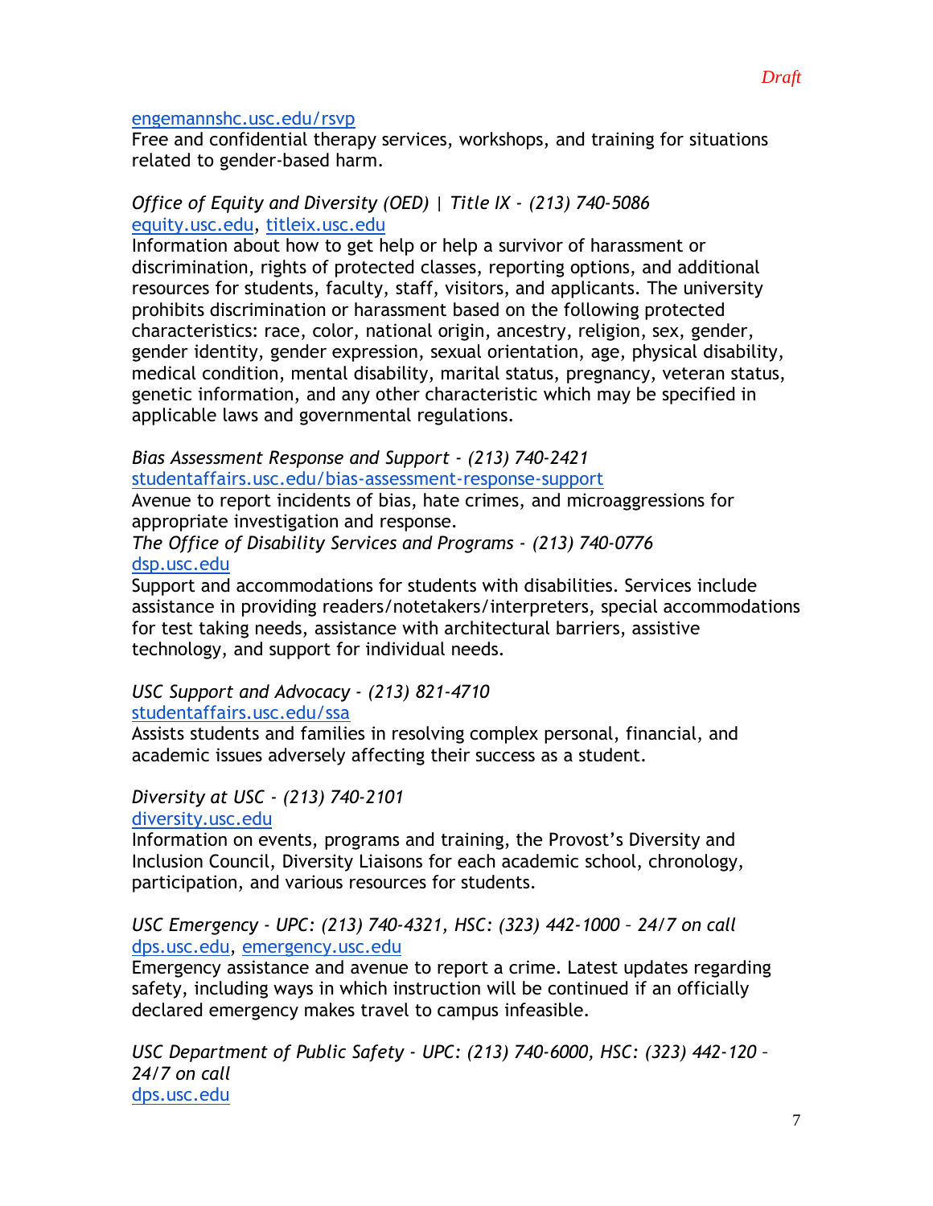engemannshc.usc.edu/rsvp
Free and confidential therapy services, workshops, and training for situations related to gender-based harm.

*Office of Equity and Diversity (OED) | Title IX - (213) 740-5086*
equity.usc.edu, titleix.usc.edu
Information about how to get help or help a survivor of harassment or discrimination, rights of protected classes, reporting options, and additional resources for students, faculty, staff, visitors, and applicants. The university prohibits discrimination or harassment based on the following protected characteristics: race, color, national origin, ancestry, religion, sex, gender, gender identity, gender expression, sexual orientation, age, physical disability, medical condition, mental disability, marital status, pregnancy, veteran status, genetic information, and any other characteristic which may be specified in applicable laws and governmental regulations.

*Bias Assessment Response and Support - (213) 740-2421*
studentaffairs.usc.edu/bias-assessment-response-support
Avenue to report incidents of bias, hate crimes, and microaggressions for appropriate investigation and response.

*The Office of Disability Services and Programs - (213) 740-0776*
dsp.usc.edu
Support and accommodations for students with disabilities. Services include assistance in providing readers/notetakers/interpreters, special accommodations for test taking needs, assistance with architectural barriers, assistive technology, and support for individual needs.

*USC Support and Advocacy - (213) 821-4710*
studentaffairs.usc.edu/ssa
Assists students and families in resolving complex personal, financial, and academic issues adversely affecting their success as a student.

*Diversity at USC - (213) 740-2101*
diversity.usc.edu
Information on events, programs and training, the Provost's Diversity and Inclusion Council, Diversity Liaisons for each academic school, chronology, participation, and various resources for students.

*USC Emergency - UPC: (213) 740-4321, HSC: (323) 442-1000 – 24/7 on call*
dps.usc.edu, emergency.usc.edu
Emergency assistance and avenue to report a crime. Latest updates regarding safety, including ways in which instruction will be continued if an officially declared emergency makes travel to campus infeasible.

*USC Department of Public Safety - UPC: (213) 740-6000, HSC: (323) 442-120 – 24/7 on call*
dps.usc.edu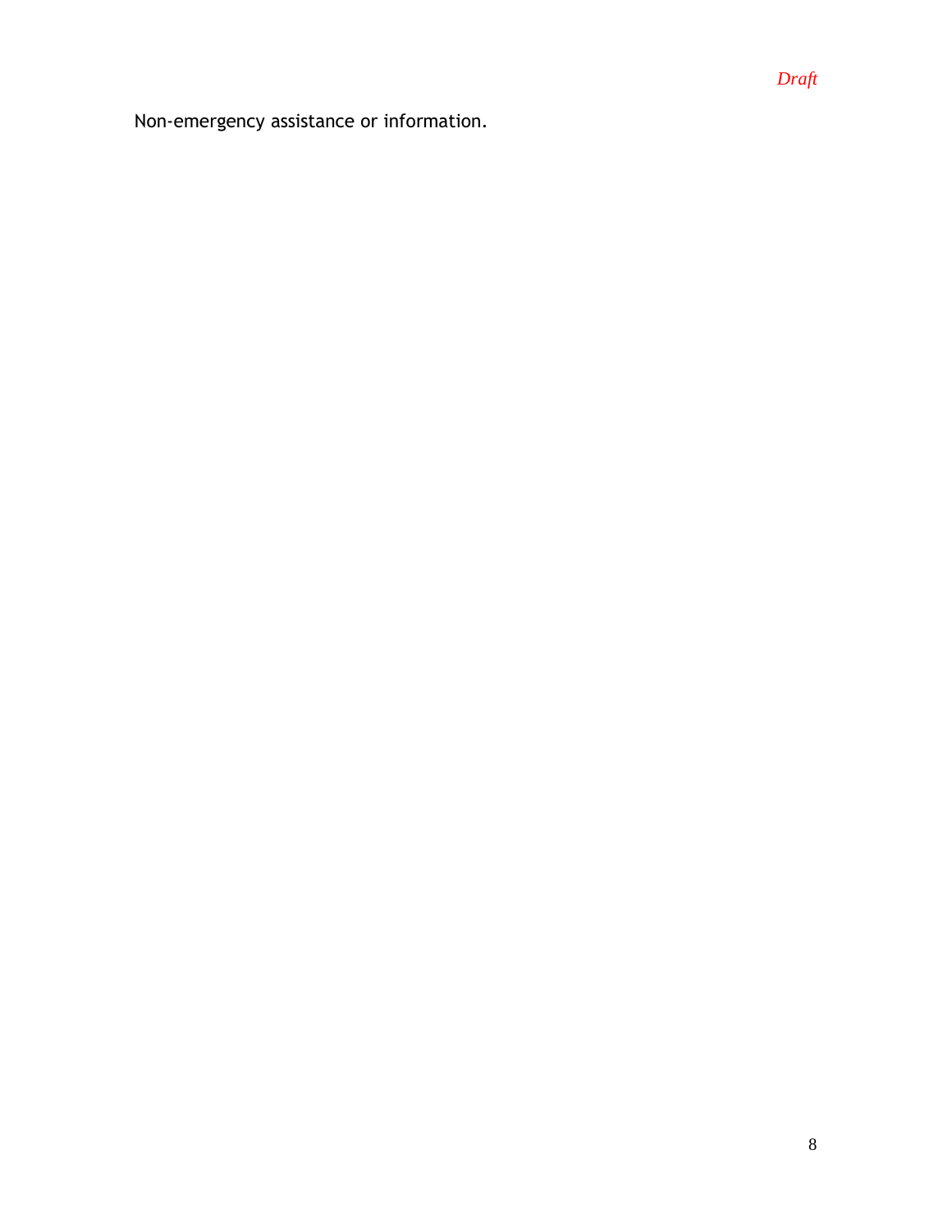Non-emergency assistance or information.